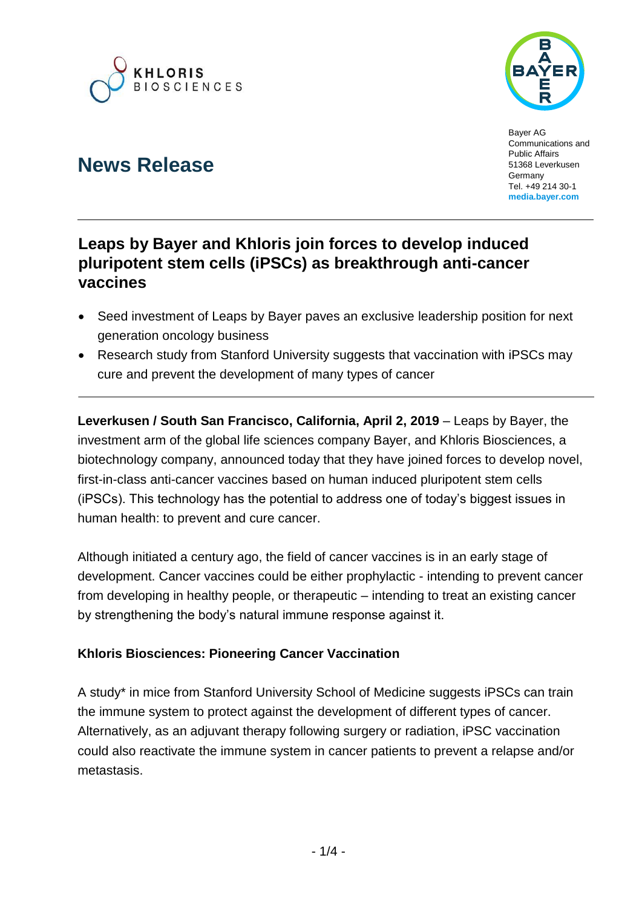Bayer AG
Communications and Public Affairs
51368 Leverkusen
Germany
Tel. +49 214 30-1
**media.bayer.com**

# News Release

## Leaps by Bayer and Khloris join forces to develop induced pluripotent stem cells (iPSCs) as breakthrough anti-cancer vaccines

- Seed investment of Leaps by Bayer paves an exclusive leadership position for next generation oncology business
- Research study from Stanford University suggests that vaccination with iPSCs may cure and prevent the development of many types of cancer

**Leverkusen / South San Francisco, California, April 2, 2019** – Leaps by Bayer, the investment arm of the global life sciences company Bayer, and Khloris Biosciences, a biotechnology company, announced today that they have joined forces to develop novel, first-in-class anti-cancer vaccines based on human induced pluripotent stem cells (iPSCs). This technology has the potential to address one of today's biggest issues in human health: to prevent and cure cancer.

Although initiated a century ago, the field of cancer vaccines is in an early stage of development. Cancer vaccines could be either prophylactic - intending to prevent cancer from developing in healthy people, or therapeutic – intending to treat an existing cancer by strengthening the body's natural immune response against it.

### Khloris Biosciences: Pioneering Cancer Vaccination

A study* in mice from Stanford University School of Medicine suggests iPSCs can train the immune system to protect against the development of different types of cancer. Alternatively, as an adjuvant therapy following surgery or radiation, iPSC vaccination could also reactivate the immune system in cancer patients to prevent a relapse and/or metastasis.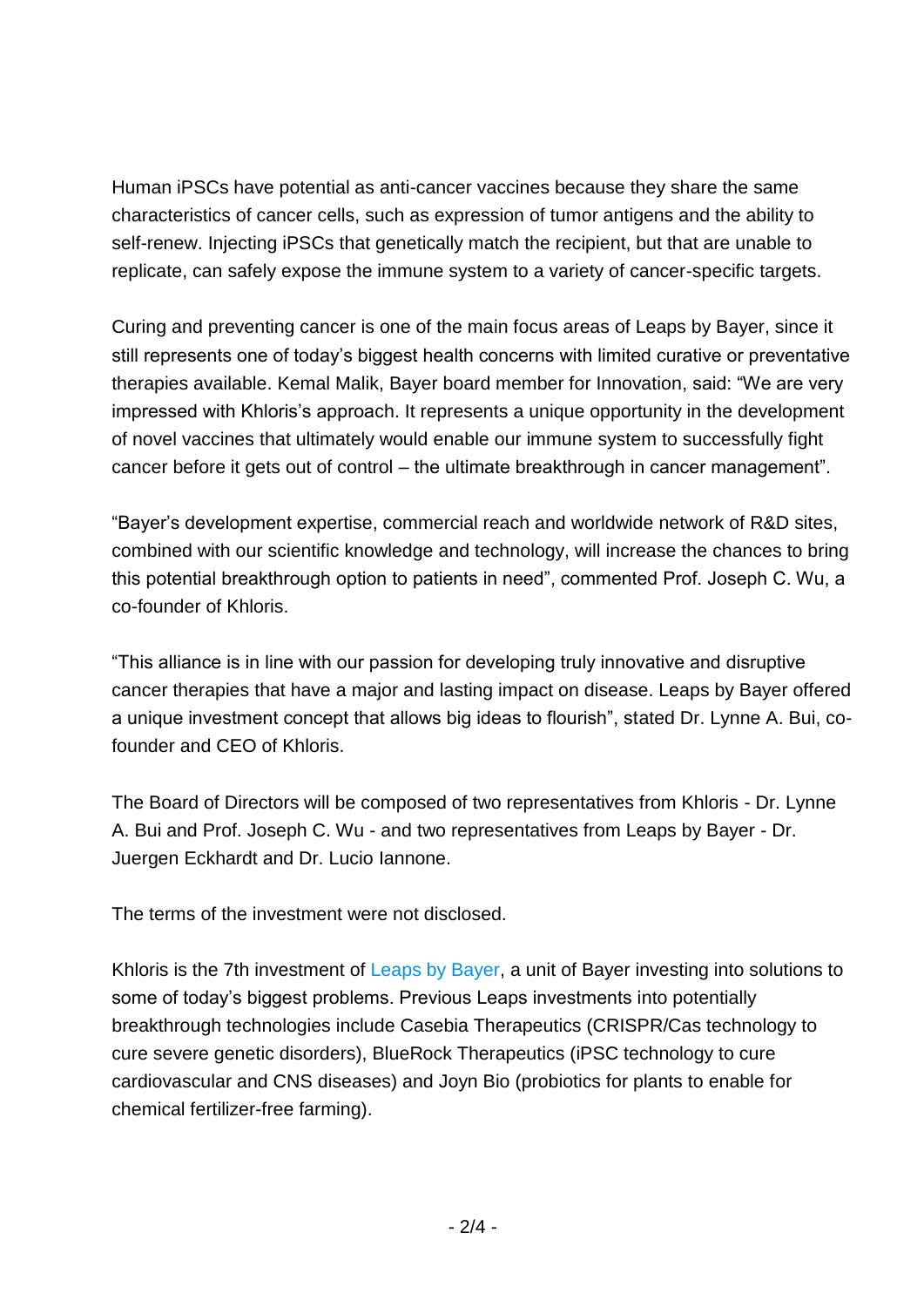Human iPSCs have potential as anti-cancer vaccines because they share the same characteristics of cancer cells, such as expression of tumor antigens and the ability to self-renew. Injecting iPSCs that genetically match the recipient, but that are unable to replicate, can safely expose the immune system to a variety of cancer-specific targets.

Curing and preventing cancer is one of the main focus areas of Leaps by Bayer, since it still represents one of today's biggest health concerns with limited curative or preventative therapies available. Kemal Malik, Bayer board member for Innovation, said: "We are very impressed with Khloris's approach. It represents a unique opportunity in the development of novel vaccines that ultimately would enable our immune system to successfully fight cancer before it gets out of control – the ultimate breakthrough in cancer management".

"Bayer's development expertise, commercial reach and worldwide network of R&D sites, combined with our scientific knowledge and technology, will increase the chances to bring this potential breakthrough option to patients in need", commented Prof. Joseph C. Wu, a co-founder of Khloris.

"This alliance is in line with our passion for developing truly innovative and disruptive cancer therapies that have a major and lasting impact on disease. Leaps by Bayer offered a unique investment concept that allows big ideas to flourish", stated Dr. Lynne A. Bui, co-founder and CEO of Khloris.

The Board of Directors will be composed of two representatives from Khloris - Dr. Lynne A. Bui and Prof. Joseph C. Wu - and two representatives from Leaps by Bayer - Dr. Juergen Eckhardt and Dr. Lucio Iannone.

The terms of the investment were not disclosed.

Khloris is the 7th investment of Leaps by Bayer, a unit of Bayer investing into solutions to some of today's biggest problems. Previous Leaps investments into potentially breakthrough technologies include Casebia Therapeutics (CRISPR/Cas technology to cure severe genetic disorders), BlueRock Therapeutics (iPSC technology to cure cardiovascular and CNS diseases) and Joyn Bio (probiotics for plants to enable for chemical fertilizer-free farming).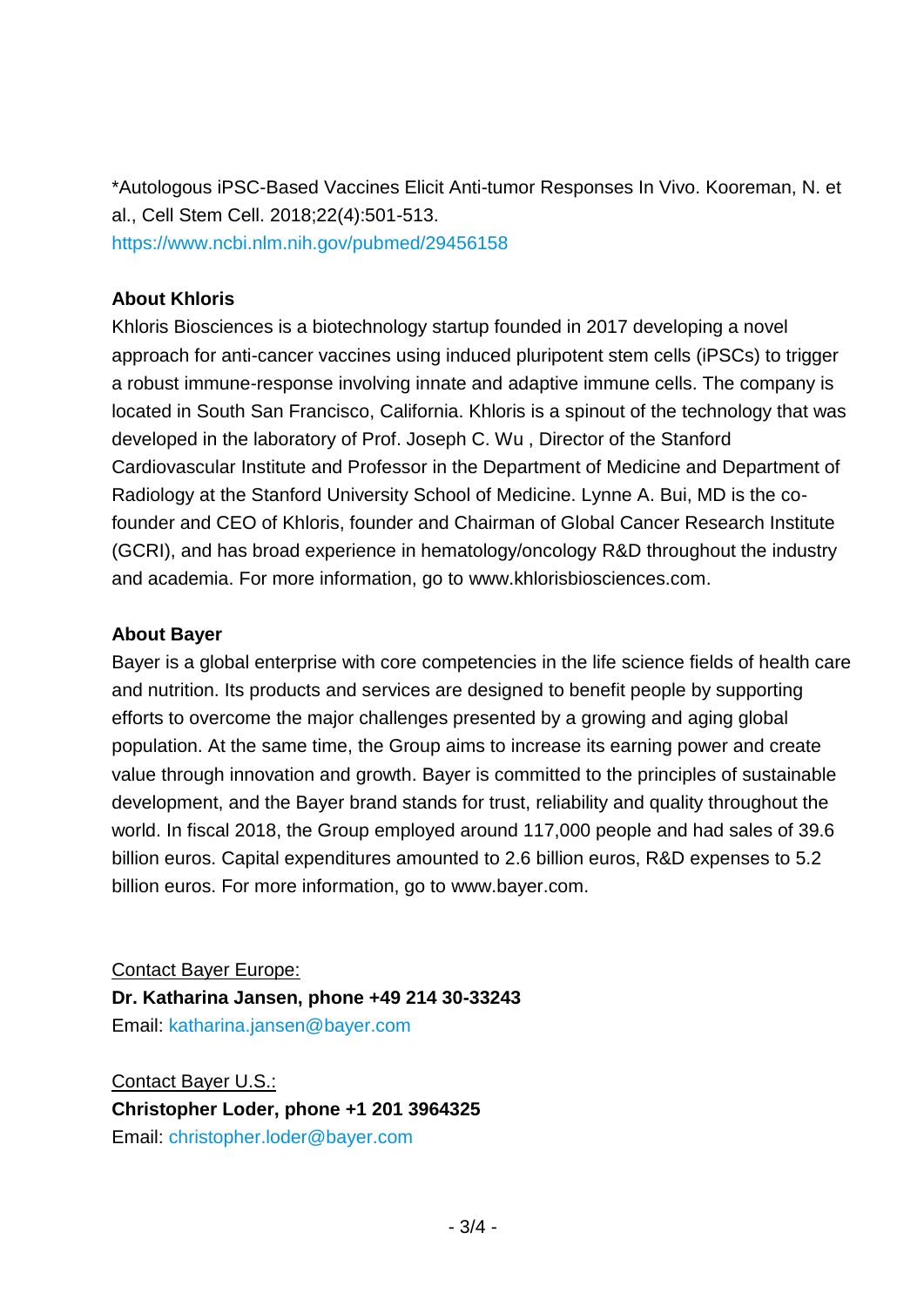*Autologous iPSC-Based Vaccines Elicit Anti-tumor Responses In Vivo. Kooreman, N. et al., Cell Stem Cell. 2018;22(4):501-513.
https://www.ncbi.nlm.nih.gov/pubmed/29456158

**About Khloris**

Khloris Biosciences is a biotechnology startup founded in 2017 developing a novel approach for anti-cancer vaccines using induced pluripotent stem cells (iPSCs) to trigger a robust immune-response involving innate and adaptive immune cells. The company is located in South San Francisco, California. Khloris is a spinout of the technology that was developed in the laboratory of Prof. Joseph C. Wu , Director of the Stanford Cardiovascular Institute and Professor in the Department of Medicine and Department of Radiology at the Stanford University School of Medicine. Lynne A. Bui, MD is the co-founder and CEO of Khloris, founder and Chairman of Global Cancer Research Institute (GCRI), and has broad experience in hematology/oncology R&D throughout the industry and academia. For more information, go to www.khlorisbiosciences.com.

**About Bayer**

Bayer is a global enterprise with core competencies in the life science fields of health care and nutrition. Its products and services are designed to benefit people by supporting efforts to overcome the major challenges presented by a growing and aging global population. At the same time, the Group aims to increase its earning power and create value through innovation and growth. Bayer is committed to the principles of sustainable development, and the Bayer brand stands for trust, reliability and quality throughout the world. In fiscal 2018, the Group employed around 117,000 people and had sales of 39.6 billion euros. Capital expenditures amounted to 2.6 billion euros, R&D expenses to 5.2 billion euros. For more information, go to www.bayer.com.

Contact Bayer Europe:
**Dr. Katharina Jansen, phone +49 214 30-33243**
Email: katharina.jansen@bayer.com

Contact Bayer U.S.:
**Christopher Loder, phone +1 201 3964325**
Email: christopher.loder@bayer.com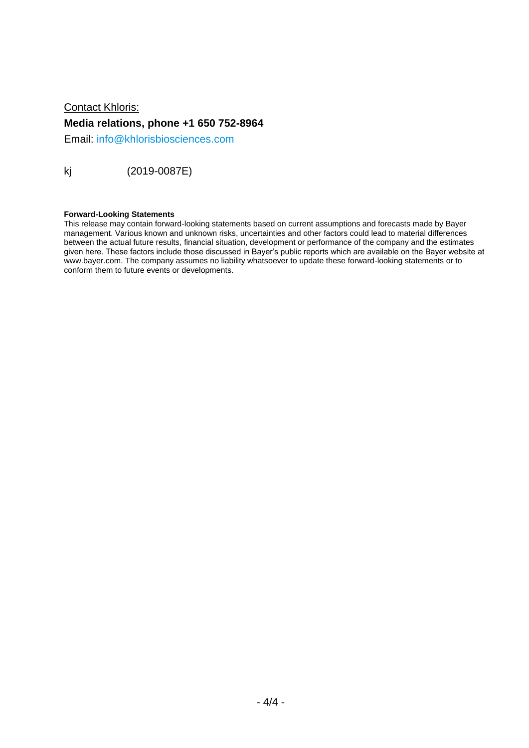Contact Khloris:

**Media relations, phone +1 650 752-8964**

Email: info@khlorisbiosciences.com

kj (2019-0087E)

**Forward-Looking Statements**

This release may contain forward-looking statements based on current assumptions and forecasts made by Bayer management. Various known and unknown risks, uncertainties and other factors could lead to material differences between the actual future results, financial situation, development or performance of the company and the estimates given here. These factors include those discussed in Bayer's public reports which are available on the Bayer website at www.bayer.com. The company assumes no liability whatsoever to update these forward-looking statements or to conform them to future events or developments.